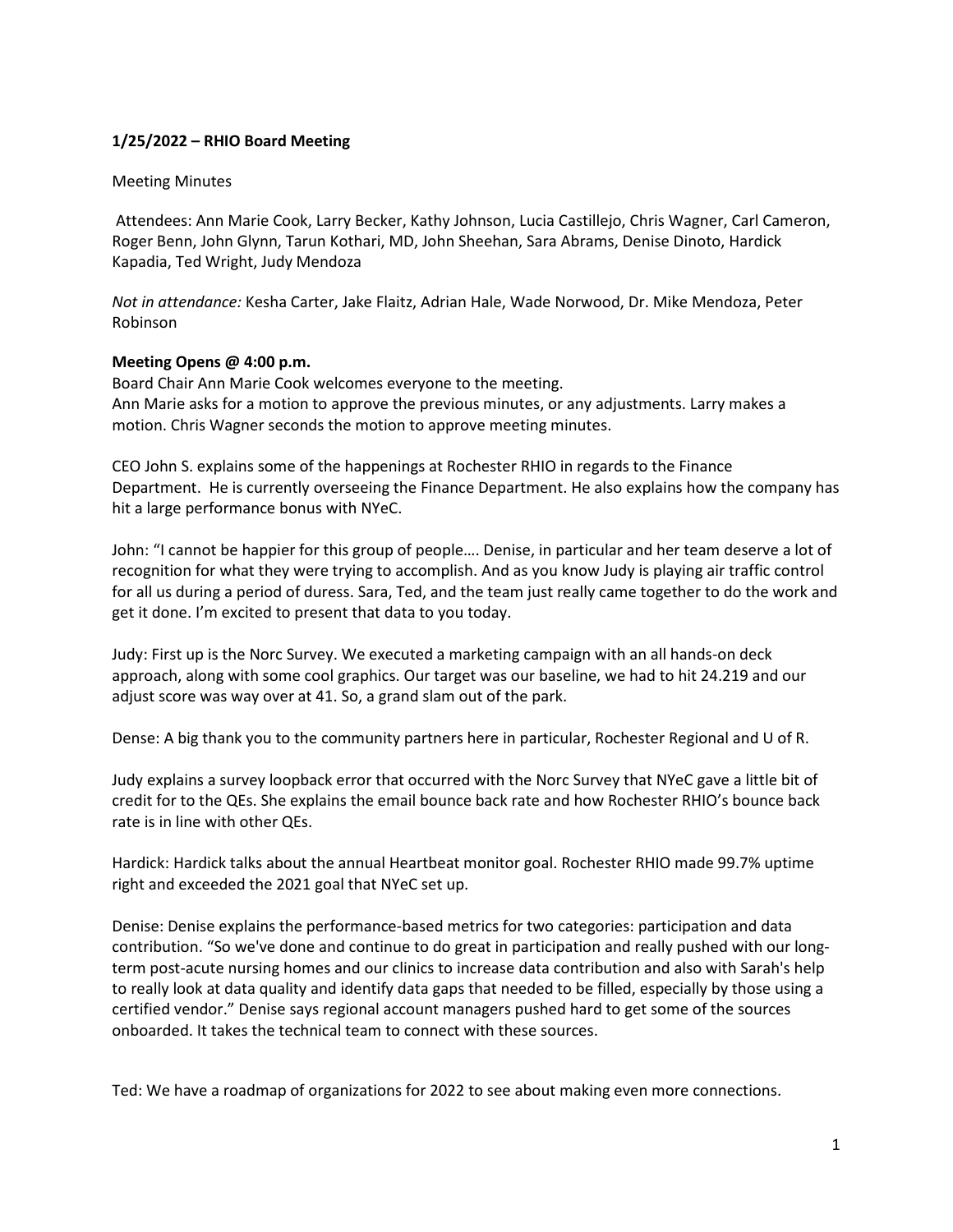**1/25/2022 – RHIO Board Meeting**

Meeting Minutes

Attendees: Ann Marie Cook, Larry Becker, Kathy Johnson, Lucia Castillejo, Chris Wagner, Carl Cameron, Roger Benn, John Glynn, Tarun Kothari, MD, John Sheehan, Sara Abrams, Denise Dinoto, Hardick Kapadia, Ted Wright, Judy Mendoza

*Not in attendance:* Kesha Carter, Jake Flaitz, Adrian Hale, Wade Norwood, Dr. Mike Mendoza, Peter Robinson

**Meeting Opens @ 4:00 p.m.**

Board Chair Ann Marie Cook welcomes everyone to the meeting.
Ann Marie asks for a motion to approve the previous minutes, or any adjustments. Larry makes a motion. Chris Wagner seconds the motion to approve meeting minutes.

CEO John S. explains some of the happenings at Rochester RHIO in regards to the Finance Department. He is currently overseeing the Finance Department. He also explains how the company has hit a large performance bonus with NYeC.

John: "I cannot be happier for this group of people…. Denise, in particular and her team deserve a lot of recognition for what they were trying to accomplish. And as you know Judy is playing air traffic control for all us during a period of duress. Sara, Ted, and the team just really came together to do the work and get it done. I'm excited to present that data to you today.

Judy: First up is the Norc Survey. We executed a marketing campaign with an all hands-on deck approach, along with some cool graphics. Our target was our baseline, we had to hit 24.219 and our adjust score was way over at 41. So, a grand slam out of the park.

Dense: A big thank you to the community partners here in particular, Rochester Regional and U of R.

Judy explains a survey loopback error that occurred with the Norc Survey that NYeC gave a little bit of credit for to the QEs. She explains the email bounce back rate and how Rochester RHIO's bounce back rate is in line with other QEs.

Hardick: Hardick talks about the annual Heartbeat monitor goal. Rochester RHIO made 99.7% uptime right and exceeded the 2021 goal that NYeC set up.

Denise: Denise explains the performance-based metrics for two categories: participation and data contribution. "So we've done and continue to do great in participation and really pushed with our long-term post-acute nursing homes and our clinics to increase data contribution and also with Sarah's help to really look at data quality and identify data gaps that needed to be filled, especially by those using a certified vendor." Denise says regional account managers pushed hard to get some of the sources onboarded. It takes the technical team to connect with these sources.

Ted: We have a roadmap of organizations for 2022 to see about making even more connections.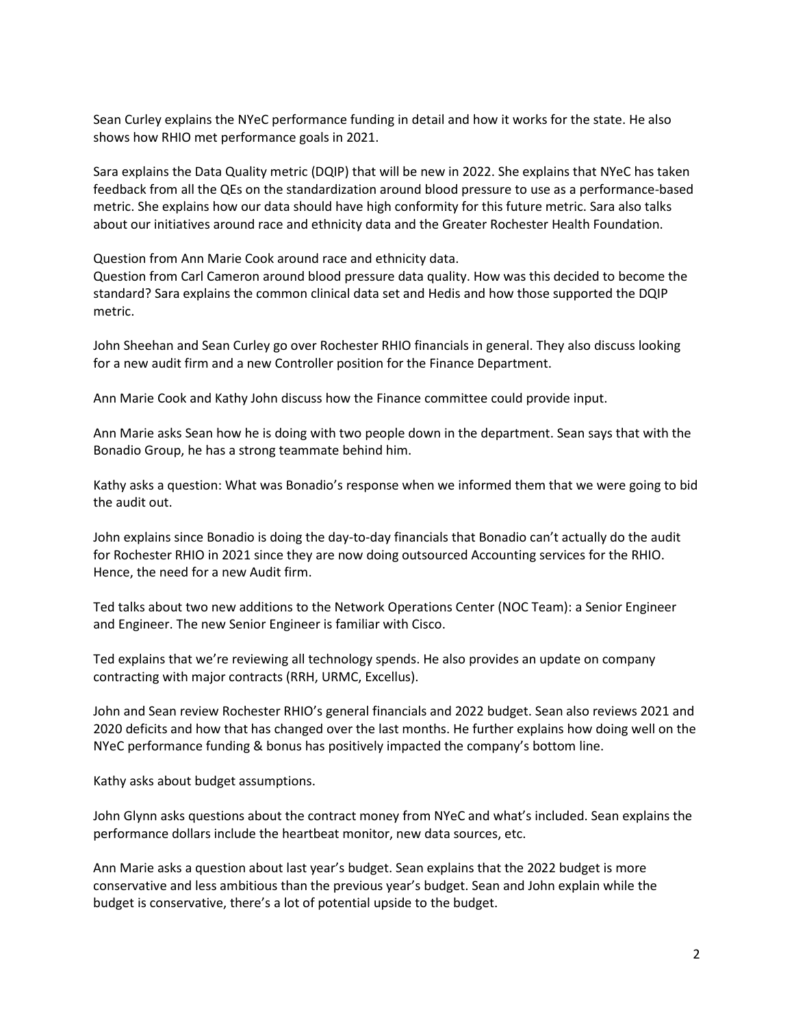Sean Curley explains the NYeC performance funding in detail and how it works for the state. He also shows how RHIO met performance goals in 2021.

Sara explains the Data Quality metric (DQIP) that will be new in 2022. She explains that NYeC has taken feedback from all the QEs on the standardization around blood pressure to use as a performance-based metric. She explains how our data should have high conformity for this future metric. Sara also talks about our initiatives around race and ethnicity data and the Greater Rochester Health Foundation.

Question from Ann Marie Cook around race and ethnicity data.
Question from Carl Cameron around blood pressure data quality. How was this decided to become the standard? Sara explains the common clinical data set and Hedis and how those supported the DQIP metric.

John Sheehan and Sean Curley go over Rochester RHIO financials in general. They also discuss looking for a new audit firm and a new Controller position for the Finance Department.

Ann Marie Cook and Kathy John discuss how the Finance committee could provide input.

Ann Marie asks Sean how he is doing with two people down in the department. Sean says that with the Bonadio Group, he has a strong teammate behind him.

Kathy asks a question: What was Bonadio's response when we informed them that we were going to bid the audit out.

John explains since Bonadio is doing the day-to-day financials that Bonadio can't actually do the audit for Rochester RHIO in 2021 since they are now doing outsourced Accounting services for the RHIO. Hence, the need for a new Audit firm.

Ted talks about two new additions to the Network Operations Center (NOC Team): a Senior Engineer and Engineer. The new Senior Engineer is familiar with Cisco.

Ted explains that we're reviewing all technology spends. He also provides an update on company contracting with major contracts (RRH, URMC, Excellus).

John and Sean review Rochester RHIO's general financials and 2022 budget. Sean also reviews 2021 and 2020 deficits and how that has changed over the last months. He further explains how doing well on the NYeC performance funding & bonus has positively impacted the company's bottom line.

Kathy asks about budget assumptions.

John Glynn asks questions about the contract money from NYeC and what's included. Sean explains the performance dollars include the heartbeat monitor, new data sources, etc.

Ann Marie asks a question about last year's budget. Sean explains that the 2022 budget is more conservative and less ambitious than the previous year's budget. Sean and John explain while the budget is conservative, there's a lot of potential upside to the budget.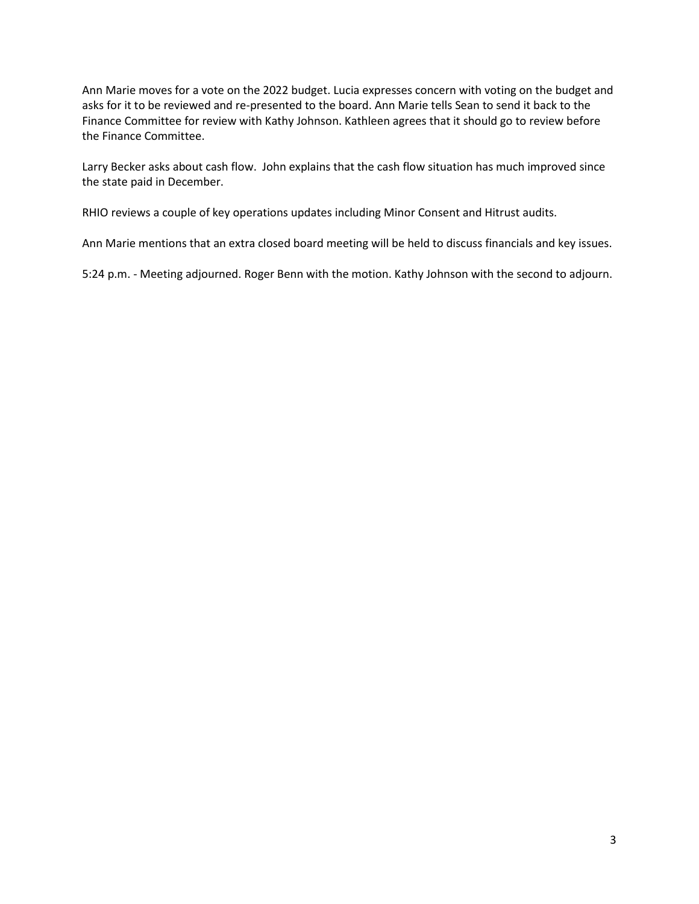Ann Marie moves for a vote on the 2022 budget. Lucia expresses concern with voting on the budget and asks for it to be reviewed and re-presented to the board. Ann Marie tells Sean to send it back to the Finance Committee for review with Kathy Johnson. Kathleen agrees that it should go to review before the Finance Committee.

Larry Becker asks about cash flow. John explains that the cash flow situation has much improved since the state paid in December.

RHIO reviews a couple of key operations updates including Minor Consent and Hitrust audits.

Ann Marie mentions that an extra closed board meeting will be held to discuss financials and key issues.

5:24 p.m. - Meeting adjourned. Roger Benn with the motion. Kathy Johnson with the second to adjourn.